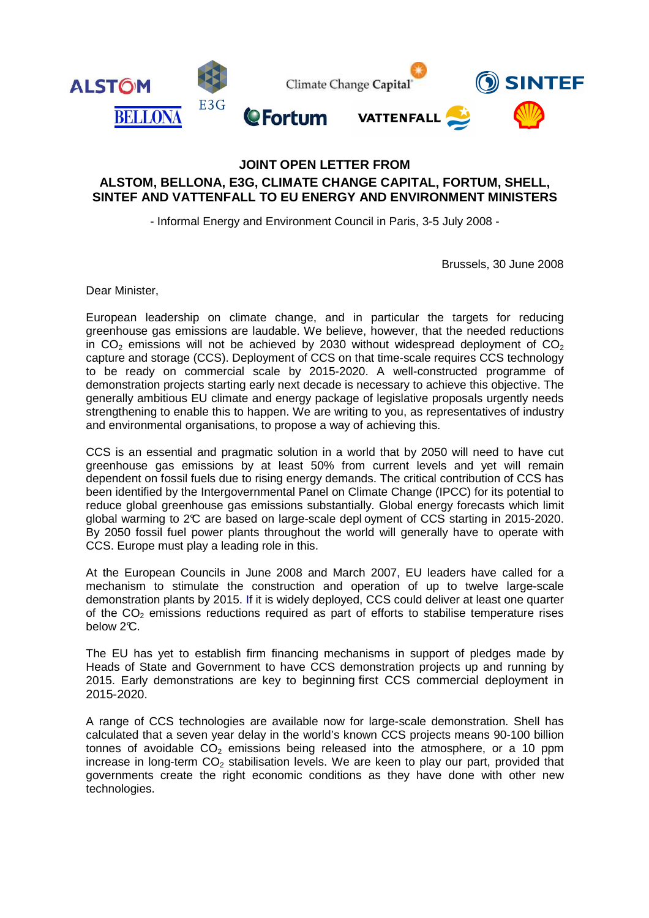# JOINT OPEN LETTER FROM
## ALSTOM, BELLONA, E3G, CLIMATE CHANGE CAPITAL, FORTUM, SHELL, SINTEF AND VATTENFALL TO EU ENERGY AND ENVIRONMENT MINISTERS

- Informal Energy and Environment Council in Paris, 3-5 July 2008 -

Brussels, 30 June 2008

Dear Minister,

European leadership on climate change, and in particular the targets for reducing greenhouse gas emissions are laudable. We believe, however, that the needed reductions in $CO_2$ emissions will not be achieved by 2030 without widespread deployment of $CO_2$ capture and storage (CCS). Deployment of CCS on that time-scale requires CCS technology to be ready on commercial scale by 2015-2020. A well-constructed programme of demonstration projects starting early next decade is necessary to achieve this objective. The generally ambitious EU climate and energy package of legislative proposals urgently needs strengthening to enable this to happen. We are writing to you, as representatives of industry and environmental organisations, to propose a way of achieving this.

CCS is an essential and pragmatic solution in a world that by 2050 will need to have cut greenhouse gas emissions by at least 50% from current levels and yet will remain dependent on fossil fuels due to rising energy demands. The critical contribution of CCS has been identified by the Intergovernmental Panel on Climate Change (IPCC) for its potential to reduce global greenhouse gas emissions substantially. Global energy forecasts which limit global warming to 2℃ are based on large-scale deployment of CCS starting in 2015-2020. By 2050 fossil fuel power plants throughout the world will generally have to operate with CCS. Europe must play a leading role in this.

At the European Councils in June 2008 and March 2007, EU leaders have called for a mechanism to stimulate the construction and operation of up to twelve large-scale demonstration plants by 2015. If it is widely deployed, CCS could deliver at least one quarter of the $CO_2$ emissions reductions required as part of efforts to stabilise temperature rises below 2℃.

The EU has yet to establish firm financing mechanisms in support of pledges made by Heads of State and Government to have CCS demonstration projects up and running by 2015. Early demonstrations are key to beginning first CCS commercial deployment in 2015-2020.

A range of CCS technologies are available now for large-scale demonstration. Shell has calculated that a seven year delay in the world's known CCS projects means 90-100 billion tonnes of avoidable $CO_2$ emissions being released into the atmosphere, or a 10 ppm increase in long-term $CO_2$ stabilisation levels. We are keen to play our part, provided that governments create the right economic conditions as they have done with other new technologies.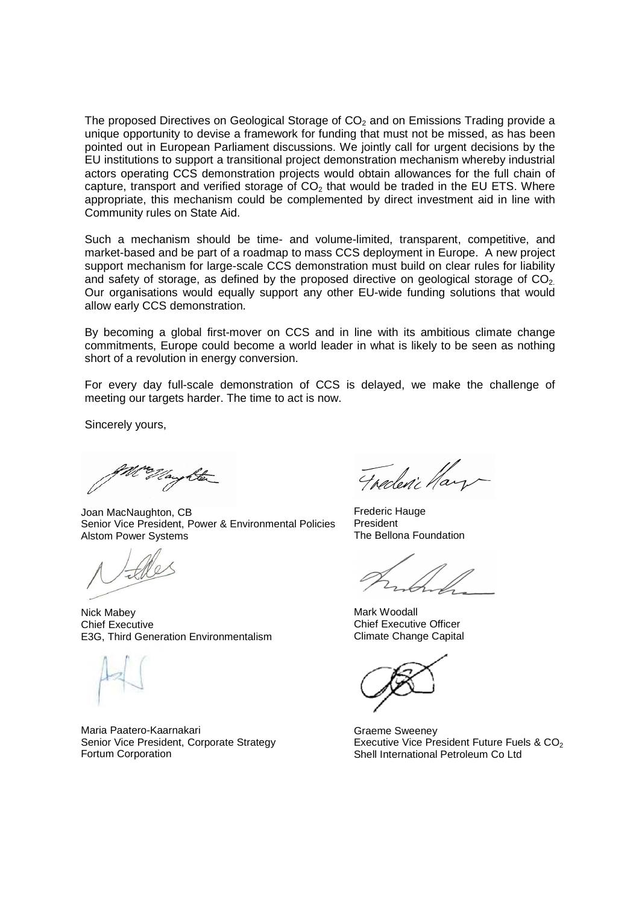The proposed Directives on Geological Storage of $CO_2$ and on Emissions Trading provide a unique opportunity to devise a framework for funding that must not be missed, as has been pointed out in European Parliament discussions. We jointly call for urgent decisions by the EU institutions to support a transitional project demonstration mechanism whereby industrial actors operating CCS demonstration projects would obtain allowances for the full chain of capture, transport and verified storage of $CO_2$ that would be traded in the EU ETS. Where appropriate, this mechanism could be complemented by direct investment aid in line with Community rules on State Aid.

Such a mechanism should be time- and volume-limited, transparent, competitive, and market-based and be part of a roadmap to mass CCS deployment in Europe. A new project support mechanism for large-scale CCS demonstration must build on clear rules for liability and safety of storage, as defined by the proposed directive on geological storage of $CO_2$. Our organisations would equally support any other EU-wide funding solutions that would allow early CCS demonstration.

By becoming a global first-mover on CCS and in line with its ambitious climate change commitments, Europe could become a world leader in what is likely to be seen as nothing short of a revolution in energy conversion.

For every day full-scale demonstration of CCS is delayed, we make the challenge of meeting our targets harder. The time to act is now.

Sincerely yours,

Joan MacNaughton, CB
Senior Vice President, Power & Environmental Policies
Alstom Power Systems

Frederic Hauge
President
The Bellona Foundation

Nick Mabey
Chief Executive
E3G, Third Generation Environmentalism

Mark Woodall
Chief Executive Officer
Climate Change Capital

Maria Paatero-Kaarnakari
Senior Vice President, Corporate Strategy
Fortum Corporation

Graeme Sweeney
Executive Vice President Future Fuels & $CO_2$
Shell International Petroleum Co Ltd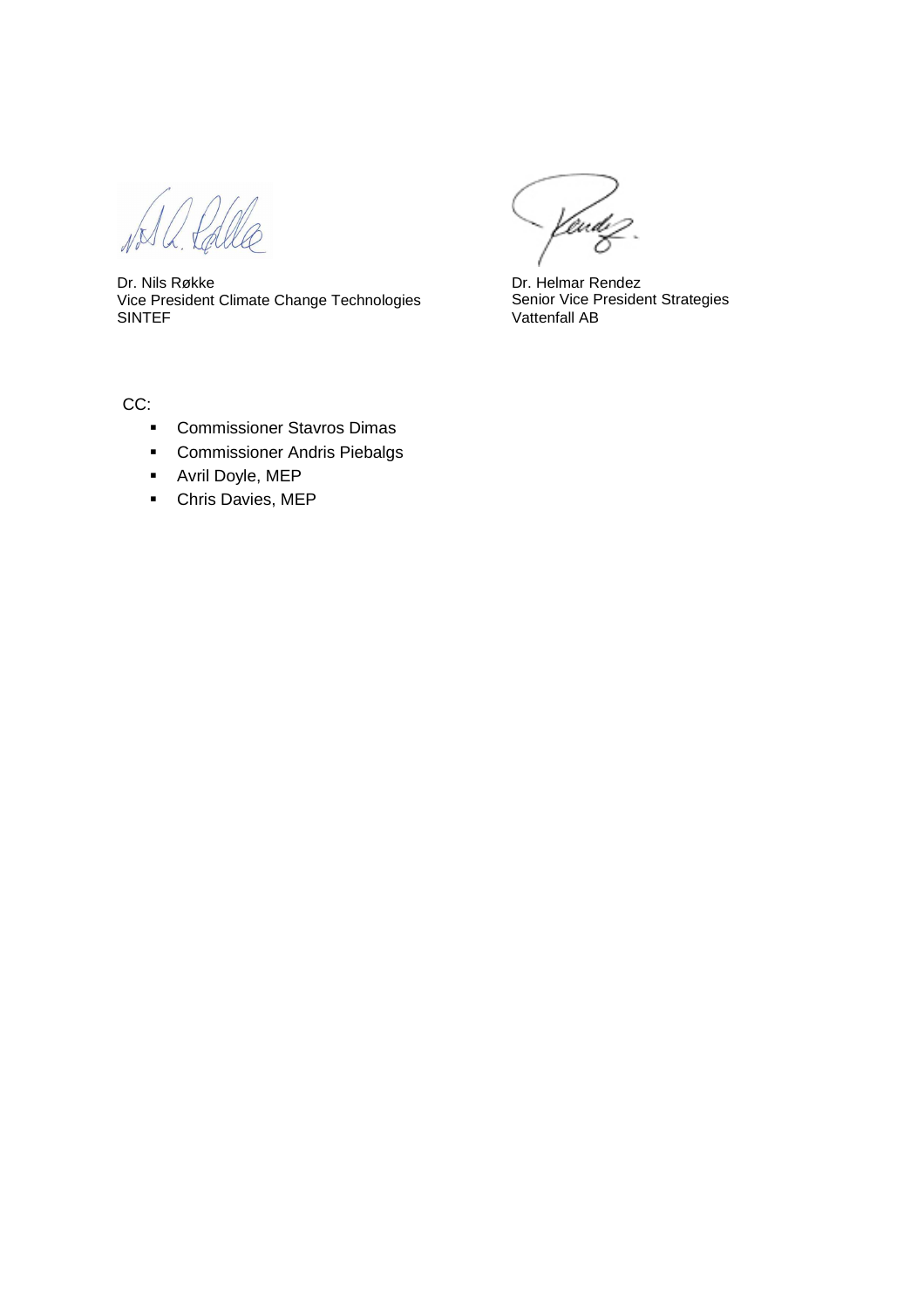Dr. Nils Røkke
Vice President Climate Change Technologies
SINTEF

Dr. Helmar Rendez
Senior Vice President Strategies
Vattenfall AB

CC:

- Commissioner Stavros Dimas
- Commissioner Andris Piebalgs
- Avril Doyle, MEP
- Chris Davies, MEP